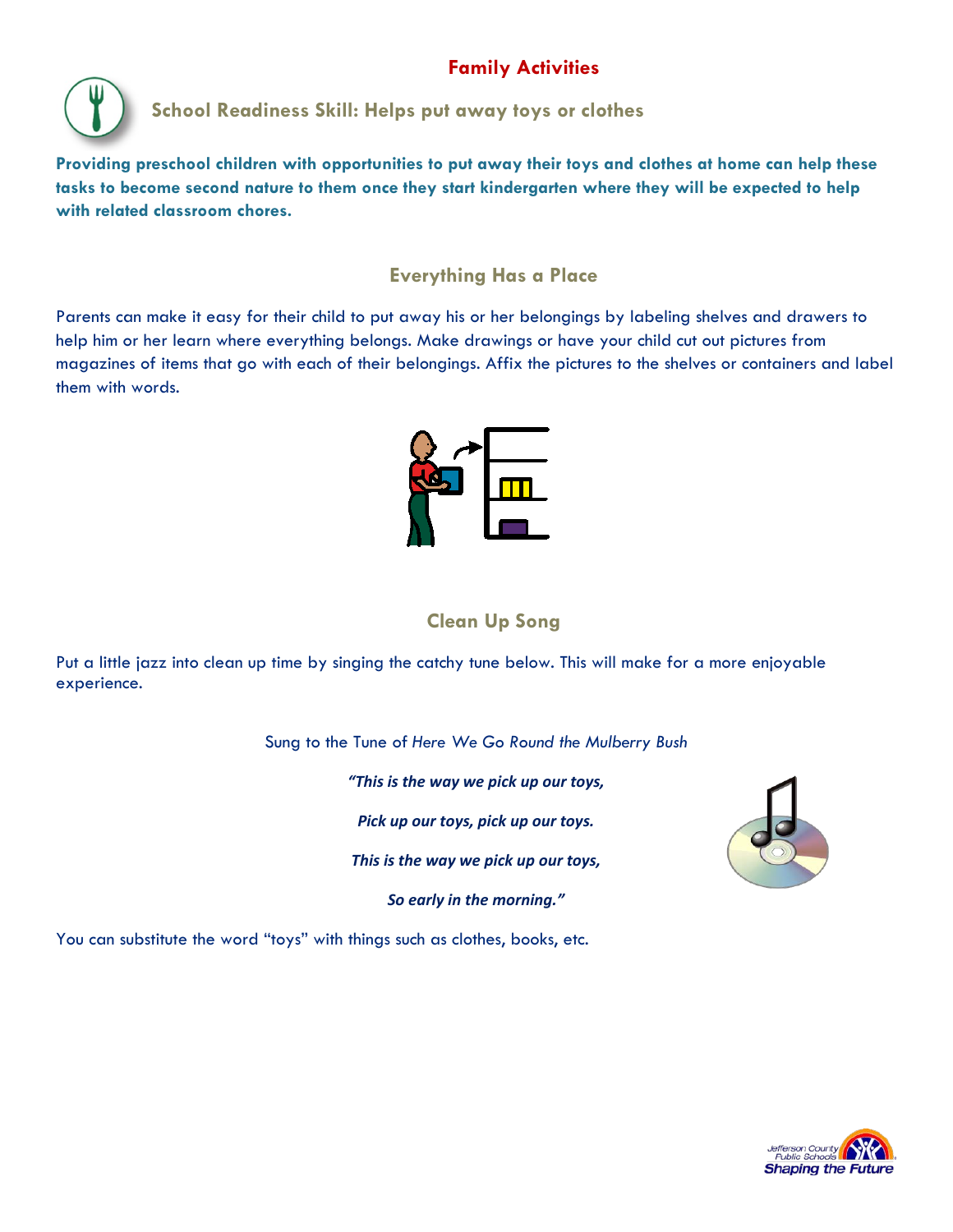# Family Activities

## School Readiness Skill: Helps put away toys or clothes

**Providing preschool children with opportunities to put away their toys and clothes at home can help these tasks to become second nature to them once they start kindergarten where they will be expected to help with related classroom chores.**

### Everything Has a Place

Parents can make it easy for their child to put away his or her belongings by labeling shelves and drawers to help him or her learn where everything belongs. Make drawings or have your child cut out pictures from magazines of items that go with each of their belongings. Affix the pictures to the shelves or containers and label them with words.

### Clean Up Song

Put a little jazz into clean up time by singing the catchy tune below. This will make for a more enjoyable experience.

Sung to the Tune of *Here We Go Round the Mulberry Bush*

***"This is the way we pick up our toys,***

***Pick up our toys, pick up our toys.***

***This is the way we pick up our toys,***

***So early in the morning."***

You can substitute the word "toys" with things such as clothes, books, etc.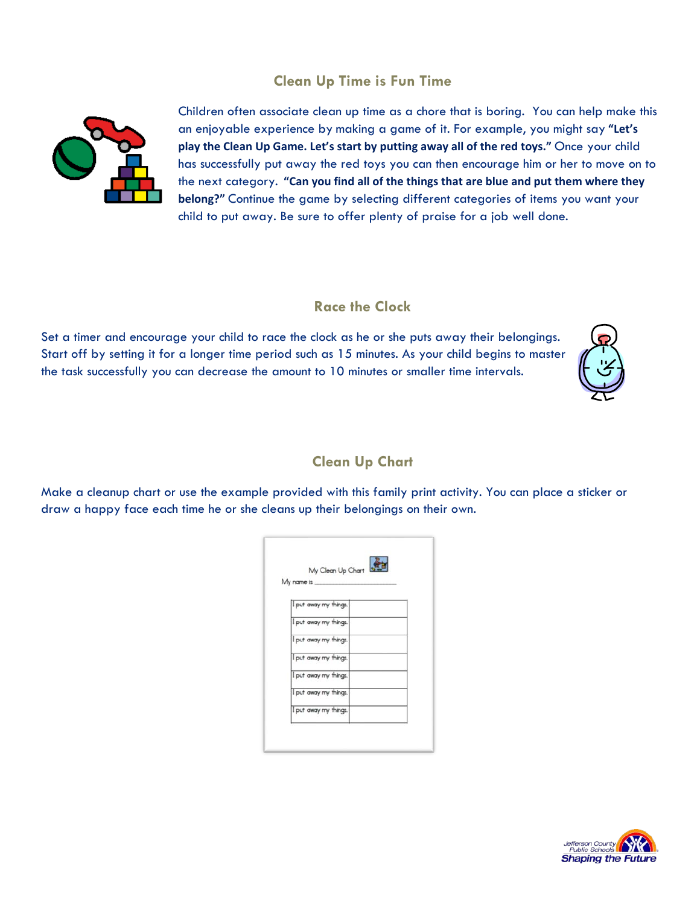## Clean Up Time is Fun Time

Children often associate clean up time as a chore that is boring. You can help make this an enjoyable experience by making a game of it. For example, you might say **"Let's play the Clean Up Game. Let's start by putting away all of the red toys."** Once your child has successfully put away the red toys you can then encourage him or her to move on to the next category. **"Can you find all of the things that are blue and put them where they belong?"** Continue the game by selecting different categories of items you want your child to put away. Be sure to offer plenty of praise for a job well done.

## Race the Clock

Set a timer and encourage your child to race the clock as he or she puts away their belongings. Start off by setting it for a longer time period such as 15 minutes. As your child begins to master the task successfully you can decrease the amount to 10 minutes or smaller time intervals.

## Clean Up Chart

Make a cleanup chart or use the example provided with this family print activity. You can place a sticker or draw a happy face each time he or she cleans up their belongings on their own.

My Clean Up Chart

My name is ______________________

| I put away my things. | |
|---|---|
| I put away my things. | |
| I put away my things. | |
| I put away my things. | |
| I put away my things. | |
| I put away my things. | |
| I put away my things. | |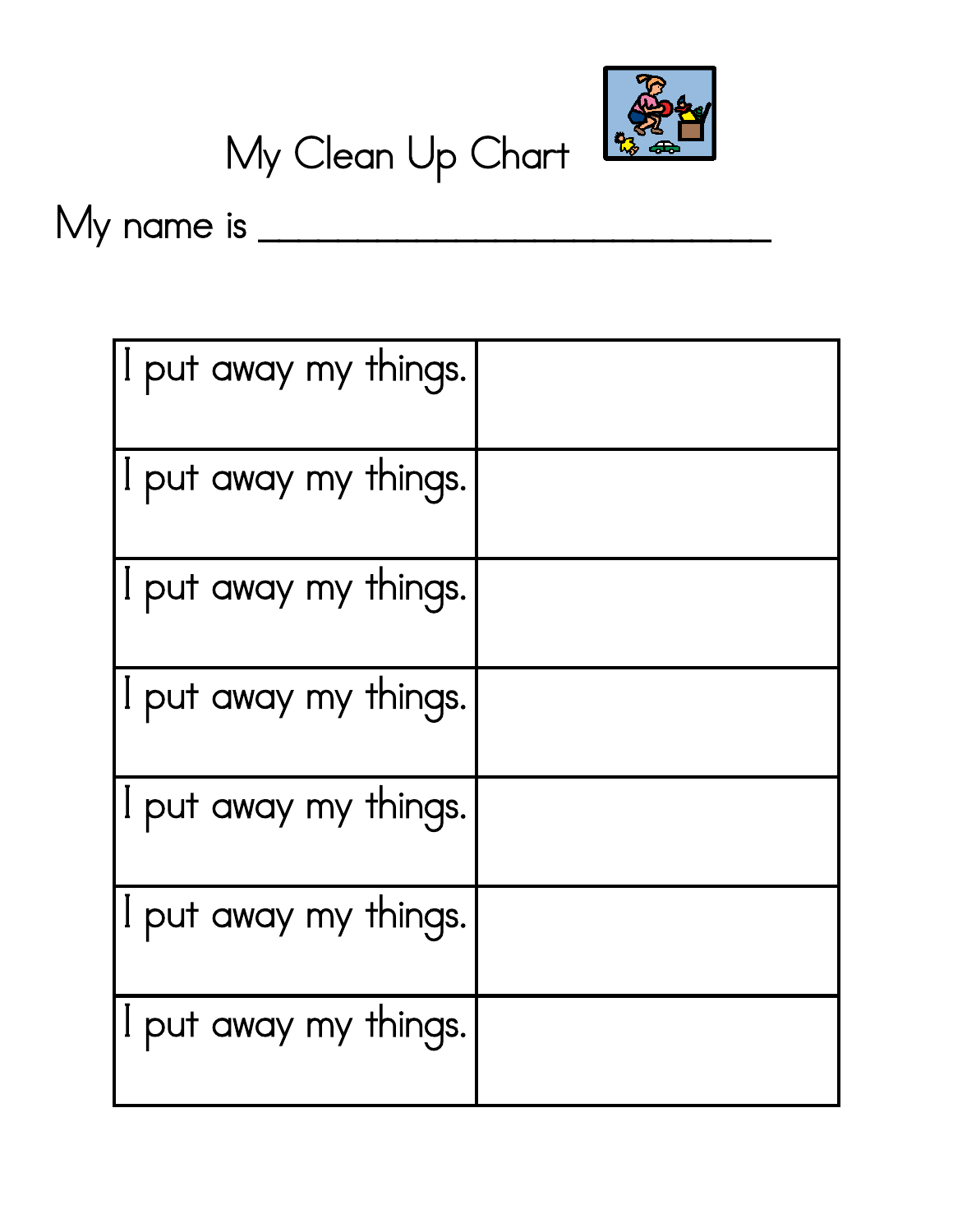# My Clean Up Chart

My name is ____________________________

| | |
|---|---|
| I put away my things. | |
| I put away my things. | |
| I put away my things. | |
| I put away my things. | |
| I put away my things. | |
| I put away my things. | |
| I put away my things. | |